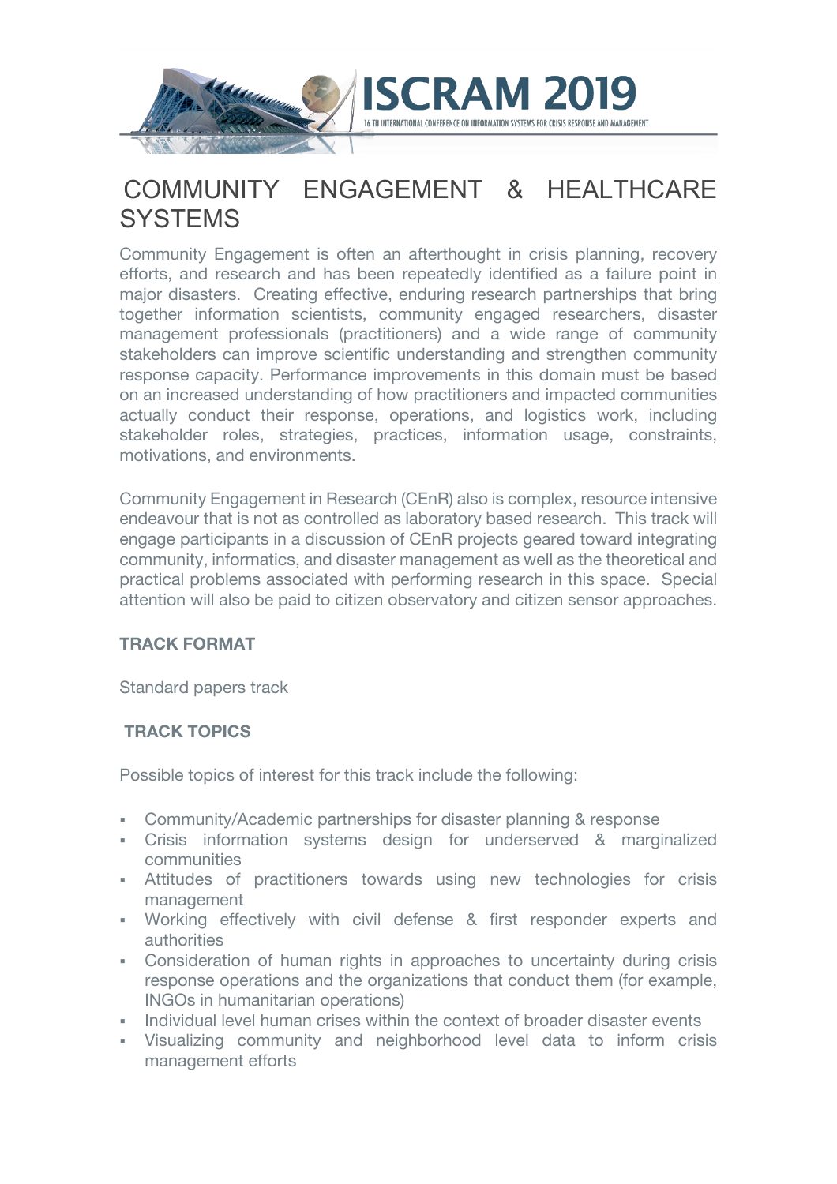# COMMUNITY ENGAGEMENT & HEALTHCARE SYSTEMS

Community Engagement is often an afterthought in crisis planning, recovery efforts, and research and has been repeatedly identified as a failure point in major disasters. Creating effective, enduring research partnerships that bring together information scientists, community engaged researchers, disaster management professionals (practitioners) and a wide range of community stakeholders can improve scientific understanding and strengthen community response capacity. Performance improvements in this domain must be based on an increased understanding of how practitioners and impacted communities actually conduct their response, operations, and logistics work, including stakeholder roles, strategies, practices, information usage, constraints, motivations, and environments.

Community Engagement in Research (CEnR) also is complex, resource intensive endeavour that is not as controlled as laboratory based research. This track will engage participants in a discussion of CEnR projects geared toward integrating community, informatics, and disaster management as well as the theoretical and practical problems associated with performing research in this space. Special attention will also be paid to citizen observatory and citizen sensor approaches.

**TRACK FORMAT**

Standard papers track

**TRACK TOPICS**

Possible topics of interest for this track include the following:

- Community/Academic partnerships for disaster planning & response
- Crisis information systems design for underserved & marginalized communities
- Attitudes of practitioners towards using new technologies for crisis management
- Working effectively with civil defense & first responder experts and authorities
- Consideration of human rights in approaches to uncertainty during crisis response operations and the organizations that conduct them (for example, INGOs in humanitarian operations)
- Individual level human crises within the context of broader disaster events
- Visualizing community and neighborhood level data to inform crisis management efforts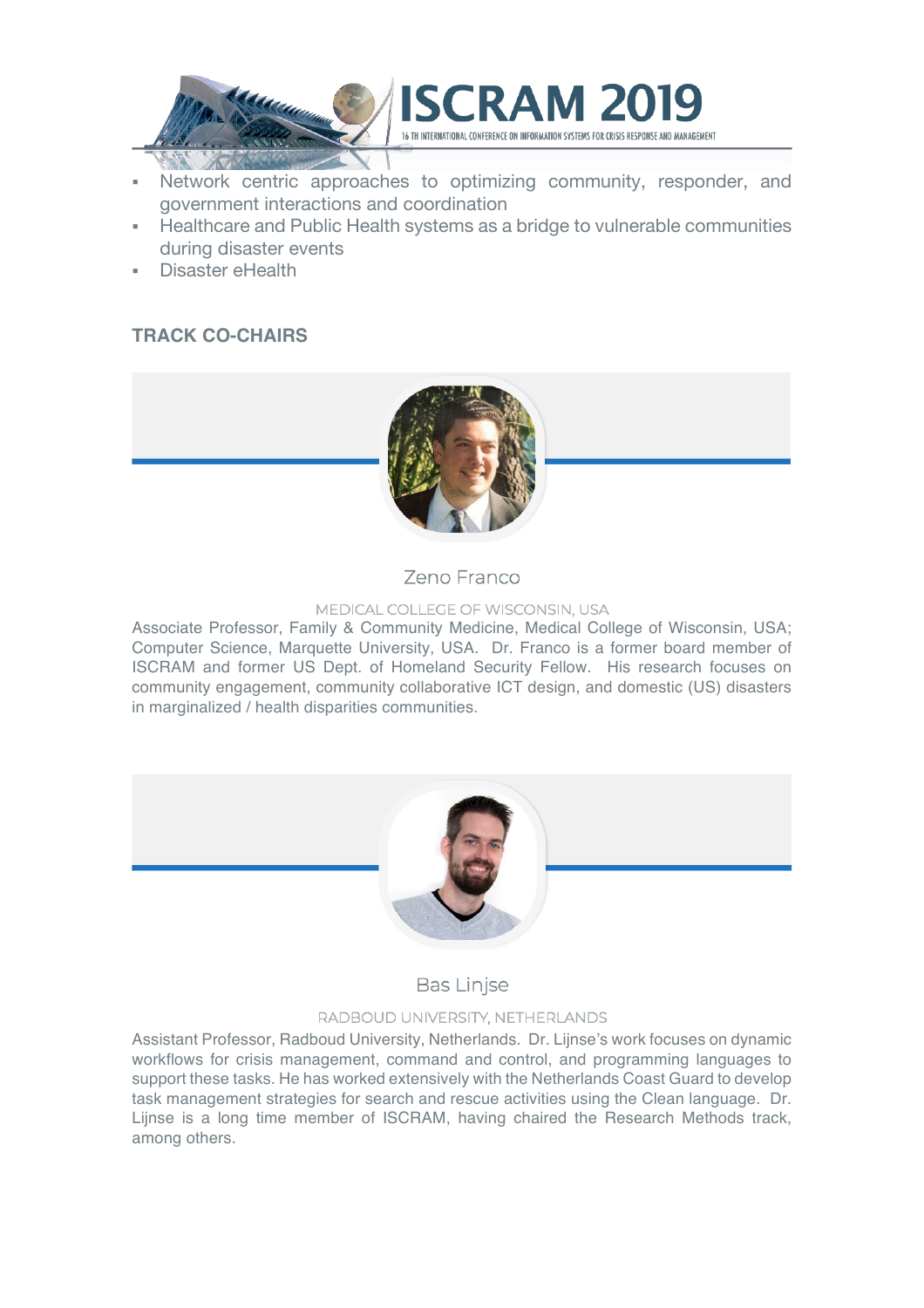- Network centric approaches to optimizing community, responder, and government interactions and coordination
- Healthcare and Public Health systems as a bridge to vulnerable communities during disaster events
- Disaster eHealth

### TRACK CO-CHAIRS

#### Zeno Franco

MEDICAL COLLEGE OF WISCONSIN, USA

Associate Professor, Family & Community Medicine, Medical College of Wisconsin, USA; Computer Science, Marquette University, USA. Dr. Franco is a former board member of ISCRAM and former US Dept. of Homeland Security Fellow. His research focuses on community engagement, community collaborative ICT design, and domestic (US) disasters in marginalized / health disparities communities.

#### Bas Linjse

RADBOUD UNIVERSITY, NETHERLANDS

Assistant Professor, Radboud University, Netherlands. Dr. Lijnse's work focuses on dynamic workflows for crisis management, command and control, and programming languages to support these tasks. He has worked extensively with the Netherlands Coast Guard to develop task management strategies for search and rescue activities using the Clean language. Dr. Lijnse is a long time member of ISCRAM, having chaired the Research Methods track, among others.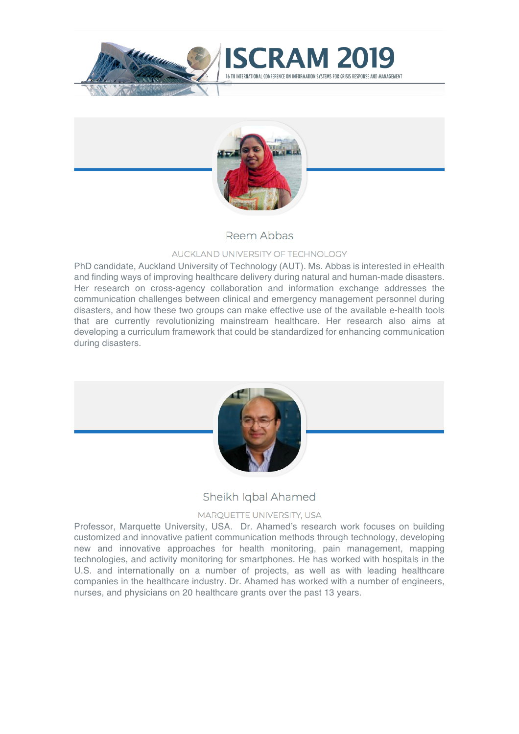## Reem Abbas

AUCKLAND UNIVERSITY OF TECHNOLOGY

PhD candidate, Auckland University of Technology (AUT). Ms. Abbas is interested in eHealth and finding ways of improving healthcare delivery during natural and human-made disasters. Her research on cross-agency collaboration and information exchange addresses the communication challenges between clinical and emergency management personnel during disasters, and how these two groups can make effective use of the available e-health tools that are currently revolutionizing mainstream healthcare. Her research also aims at developing a curriculum framework that could be standardized for enhancing communication during disasters.

## Sheikh Iqbal Ahamed

MARQUETTE UNIVERSITY, USA

Professor, Marquette University, USA. Dr. Ahamed's research work focuses on building customized and innovative patient communication methods through technology, developing new and innovative approaches for health monitoring, pain management, mapping technologies, and activity monitoring for smartphones. He has worked with hospitals in the U.S. and internationally on a number of projects, as well as with leading healthcare companies in the healthcare industry. Dr. Ahamed has worked with a number of engineers, nurses, and physicians on 20 healthcare grants over the past 13 years.